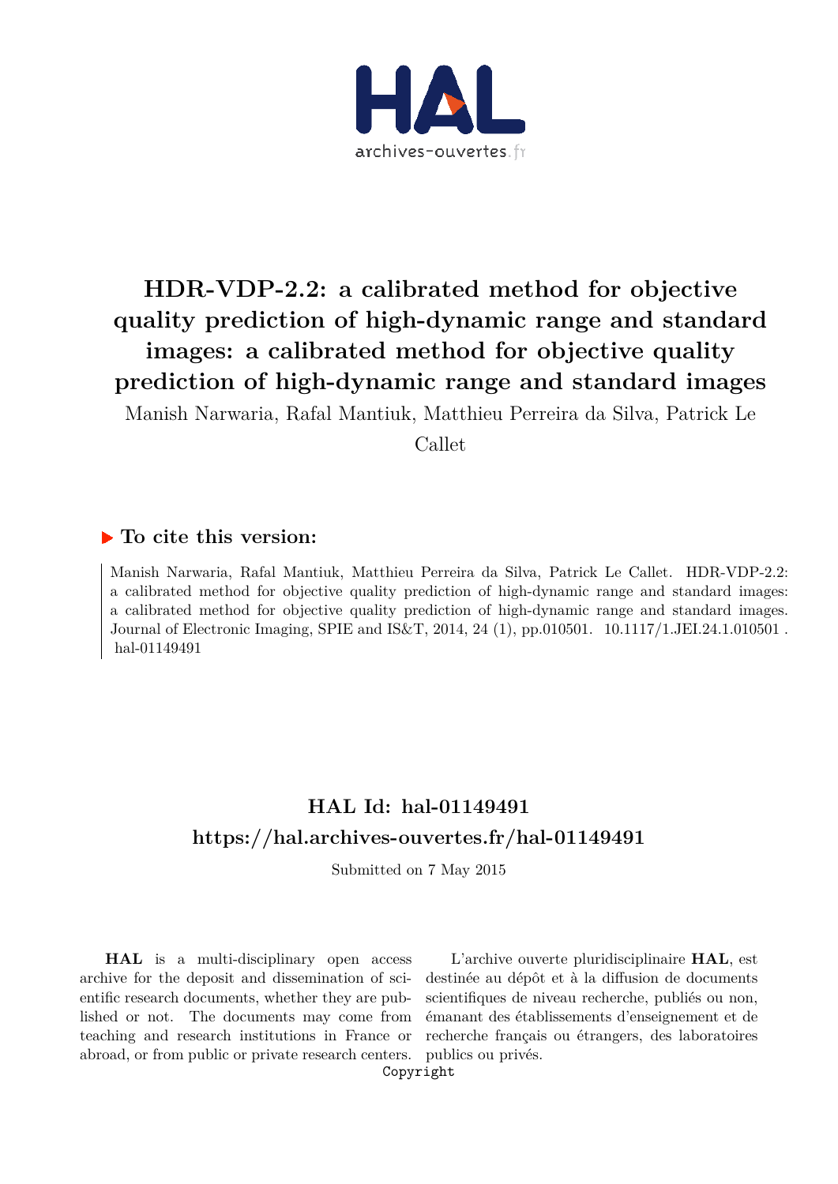# HDR-VDP-2.2: a calibrated method for objective quality prediction of high-dynamic range and standard images: a calibrated method for objective quality prediction of high-dynamic range and standard images

Manish Narwaria, Rafal Mantiuk, Matthieu Perreira da Silva, Patrick Le Callet

## To cite this version:

Manish Narwaria, Rafal Mantiuk, Matthieu Perreira da Silva, Patrick Le Callet. HDR-VDP-2.2: a calibrated method for objective quality prediction of high-dynamic range and standard images: a calibrated method for objective quality prediction of high-dynamic range and standard images. Journal of Electronic Imaging, SPIE and IS&T, 2014, 24 (1), pp.010501. 10.1117/1.JEI.24.1.010501 . hal-01149491

## HAL Id: hal-01149491
## https://hal.archives-ouvertes.fr/hal-01149491

Submitted on 7 May 2015

**HAL** is a multi-disciplinary open access archive for the deposit and dissemination of scientific research documents, whether they are published or not. The documents may come from teaching and research institutions in France or abroad, or from public or private research centers.

L'archive ouverte pluridisciplinaire **HAL**, est destinée au dépôt et à la diffusion de documents scientifiques de niveau recherche, publiés ou non, émanant des établissements d'enseignement et de recherche français ou étrangers, des laboratoires publics ou privés.

Copyright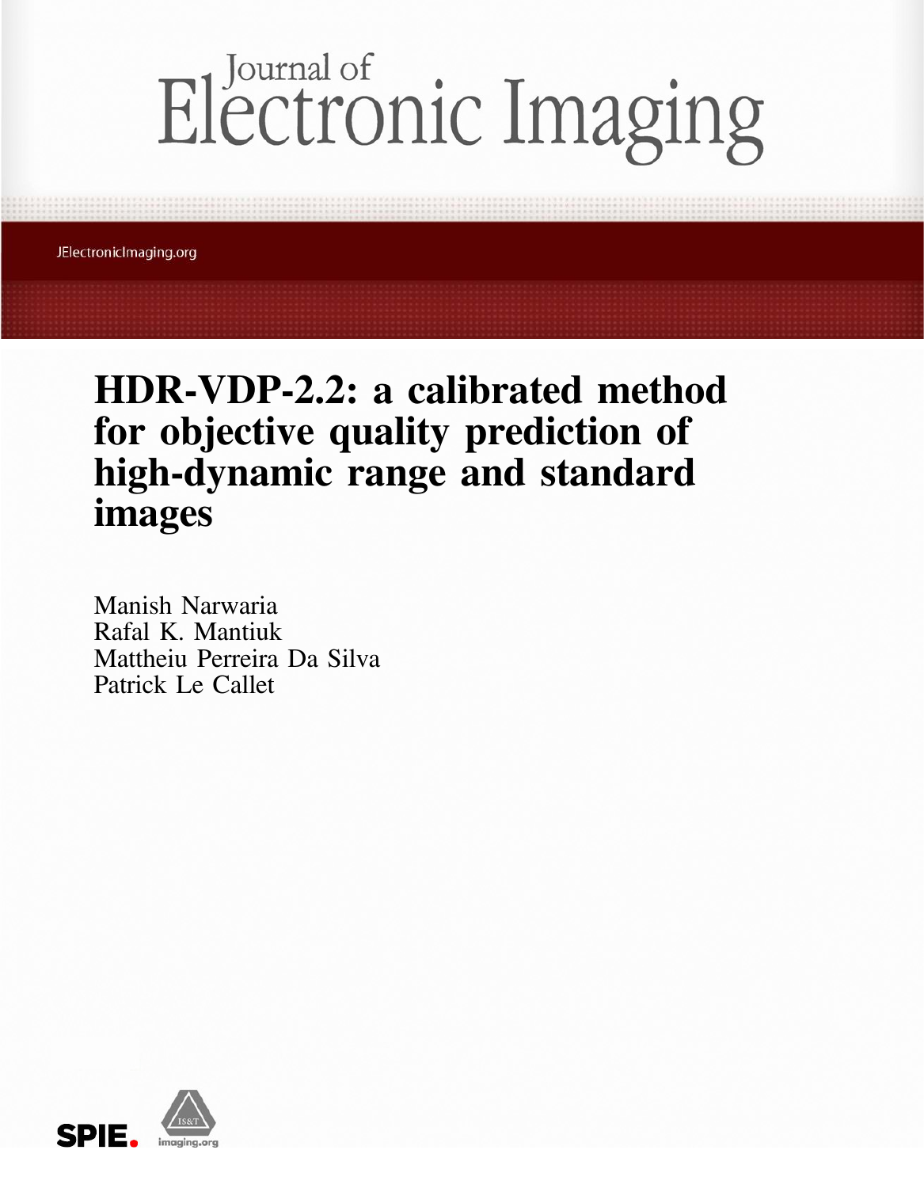# HDR-VDP-2.2: a calibrated method for objective quality prediction of high-dynamic range and standard images

Manish Narwaria
Rafal K. Mantiuk
Mattheiu Perreira Da Silva
Patrick Le Callet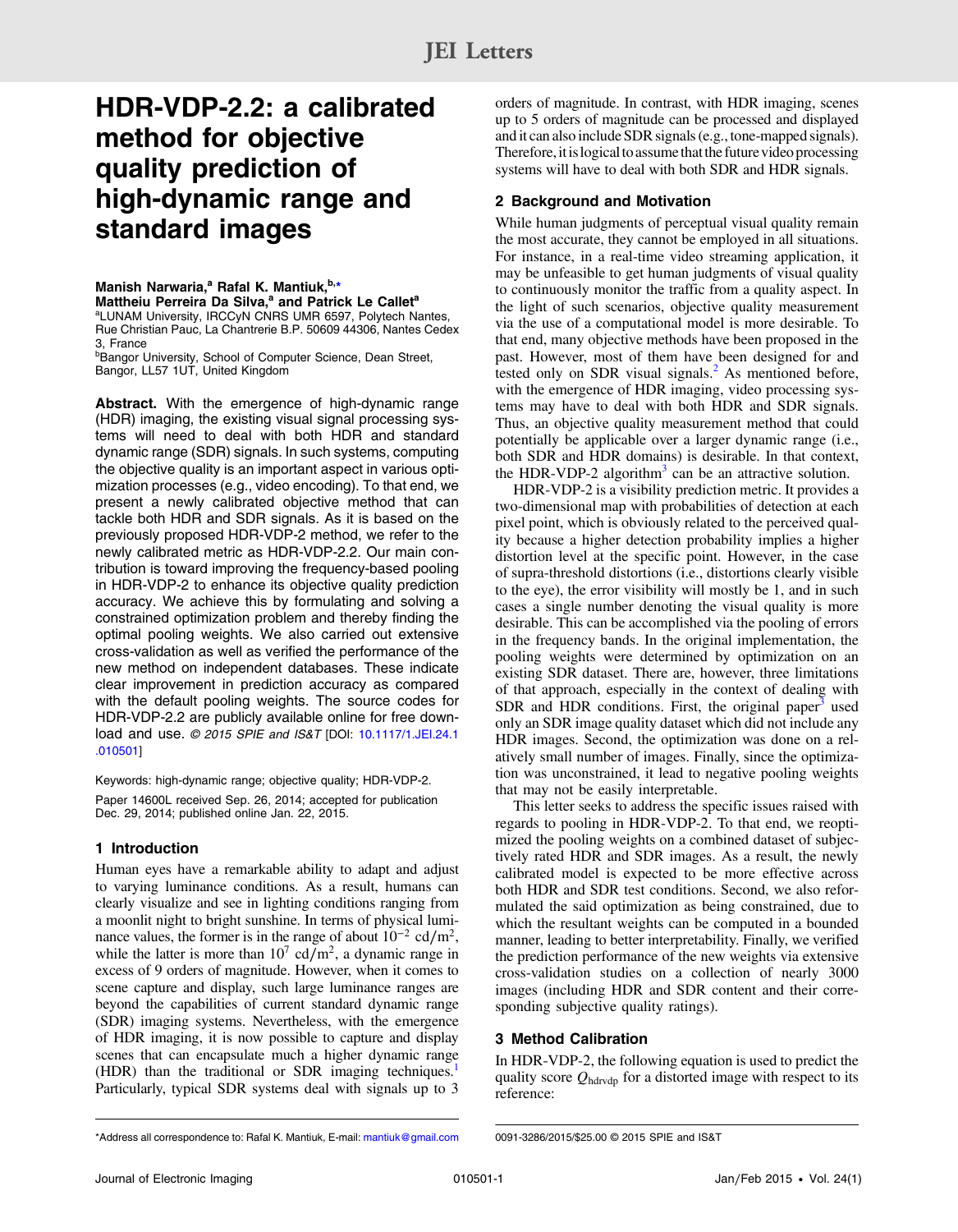# HDR-VDP-2.2: a calibrated method for objective quality prediction of high-dynamic range and standard images

**Manish Narwaria,[a] Rafal K. Mantiuk,[b,*] Mattheu Perreira Da Silva,[a] and Patrick Le Callet[a]**
[a]LUNAM University, IRCCyN CNRS UMR 6597, Polytech Nantes, Rue Christian Pauc, La Chantrerie B.P. 50609 44306, Nantes Cedex 3, France
[b]Bangor University, School of Computer Science, Dean Street, Bangor, LL57 1UT, United Kingdom

**Abstract.** With the emergence of high-dynamic range (HDR) imaging, the existing visual signal processing systems will need to deal with both HDR and standard dynamic range (SDR) signals. In such systems, computing the objective quality is an important aspect in various optimization processes (e.g., video encoding). To that end, we present a newly calibrated objective method that can tackle both HDR and SDR signals. As it is based on the previously proposed HDR-VDP-2 method, we refer to the newly calibrated metric as HDR-VDP-2.2. Our main contribution is toward improving the frequency-based pooling in HDR-VDP-2 to enhance its objective quality prediction accuracy. We achieve this by formulating and solving a constrained optimization problem and thereby finding the optimal pooling weights. We also carried out extensive cross-validation as well as verified the performance of the new method on independent databases. These indicate clear improvement in prediction accuracy as compared with the default pooling weights. The source codes for HDR-VDP-2.2 are publicly available online for free download and use. *© 2015 SPIE and IS&T* [DOI: 10.1117/1.JEI.24.1.010501]

Keywords: high-dynamic range; objective quality; HDR-VDP-2.

Paper 14600L received Sep. 26, 2014; accepted for publication Dec. 29, 2014; published online Jan. 22, 2015.

## 1 Introduction

Human eyes have a remarkable ability to adapt and adjust to varying luminance conditions. As a result, humans can clearly visualize and see in lighting conditions ranging from a moonlit night to bright sunshine. In terms of physical luminance values, the former is in the range of about $10^{-2}$ cd/m$^2$, while the latter is more than $10^7$ cd/m$^2$, a dynamic range in excess of 9 orders of magnitude. However, when it comes to scene capture and display, such large luminance ranges are beyond the capabilities of current standard dynamic range (SDR) imaging systems. Nevertheless, with the emergence of HDR imaging, it is now possible to capture and display scenes that can encapsulate much a higher dynamic range (HDR) than the traditional or SDR imaging techniques.[1] Particularly, typical SDR systems deal with signals up to 3 orders of magnitude. In contrast, with HDR imaging, scenes up to 5 orders of magnitude can be processed and displayed and it can also include SDR signals (e.g., tone-mapped signals). Therefore, it is logical to assume that the future video processing systems will have to deal with both SDR and HDR signals.

## 2 Background and Motivation

While human judgments of perceptual visual quality remain the most accurate, they cannot be employed in all situations. For instance, in a real-time video streaming application, it may be unfeasible to get human judgments of visual quality to continuously monitor the traffic from a quality aspect. In the light of such scenarios, objective quality measurement via the use of a computational model is more desirable. To that end, many objective methods have been proposed in the past. However, most of them have been designed for and tested only on SDR visual signals.[2] As mentioned before, with the emergence of HDR imaging, video processing systems may have to deal with both HDR and SDR signals. Thus, an objective quality measurement method that could potentially be applicable over a larger dynamic range (i.e., both SDR and HDR domains) is desirable. In that context, the HDR-VDP-2 algorithm[3] can be an attractive solution.

HDR-VDP-2 is a visibility prediction metric. It provides a two-dimensional map with probabilities of detection at each pixel point, which is obviously related to the perceived quality because a higher detection probability implies a higher distortion level at the specific point. However, in the case of supra-threshold distortions (i.e., distortions clearly visible to the eye), the error visibility will mostly be 1, and in such cases a single number denoting the visual quality is more desirable. This can be accomplished via the pooling of errors in the frequency bands. In the original implementation, the pooling weights were determined by optimization on an existing SDR dataset. There are, however, three limitations of that approach, especially in the context of dealing with SDR and HDR conditions. First, the original paper[3] used only an SDR image quality dataset which did not include any HDR images. Second, the optimization was done on a relatively small number of images. Finally, since the optimization was unconstrained, it lead to negative pooling weights that may not be easily interpretable.

This letter seeks to address the specific issues raised with regards to pooling in HDR-VDP-2. To that end, we reoptimized the pooling weights on a combined dataset of subjectively rated HDR and SDR images. As a result, the newly calibrated model is expected to be more effective across both HDR and SDR test conditions. Second, we also reformulated the said optimization as being constrained, due to which the resultant weights can be computed in a bounded manner, leading to better interpretability. Finally, we verified the prediction performance of the new weights via extensive cross-validation studies on a collection of nearly 3000 images (including HDR and SDR content and their corresponding subjective quality ratings).

## 3 Method Calibration

In HDR-VDP-2, the following equation is used to predict the quality score $Q_{\text{hdrvdp}}$ for a distorted image with respect to its reference:

*Address all correspondence to: Rafal K. Mantiuk, E-mail: mantiuk@gmail.com

0091-3286/2015/$25.00 © 2015 SPIE and IS&T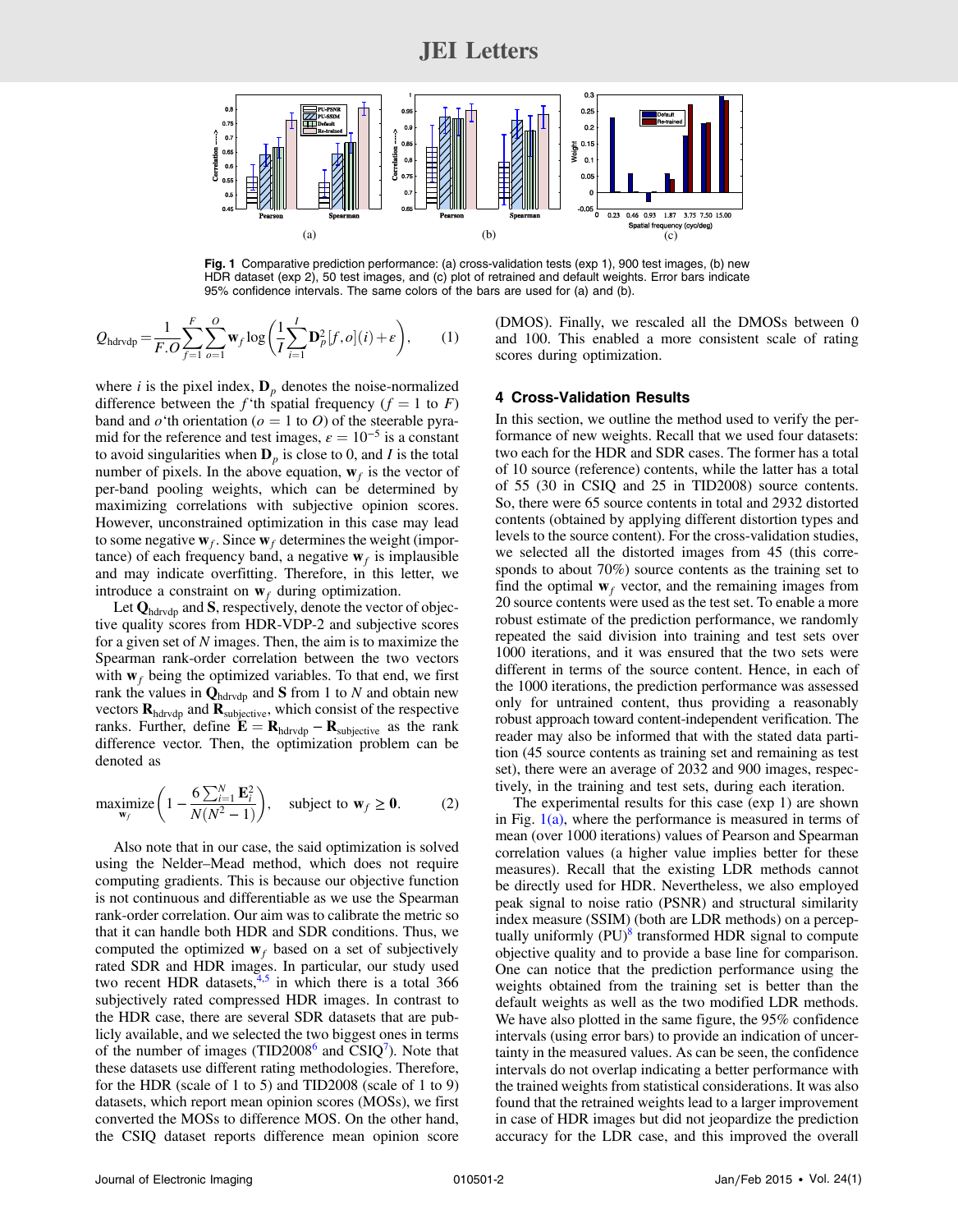Fig. 1 Comparative prediction performance: (a) cross-validation tests (exp 1), 900 test images, (b) new HDR dataset (exp 2), 50 test images, and (c) plot of retrained and default weights. Error bars indicate 95% confidence intervals. The same colors of the bars are used for (a) and (b).

$$Q_{\text{hdrvdp}} = \frac{1}{F.O} \sum_{f=1}^{F} \sum_{o=1}^{O} \mathbf{w}_f \log\left(\frac{1}{I} \sum_{i=1}^{I} \mathbf{D}_p^2[f,o](i) + \varepsilon\right), \quad (1)$$

where $i$ is the pixel index, $\mathbf{D}_p$ denotes the noise-normalized difference between the $f$'th spatial frequency ($f = 1$ to $F$) band and $o$'th orientation ($o = 1$ to $O$) of the steerable pyramid for the reference and test images, $\varepsilon = 10^{-5}$ is a constant to avoid singularities when $\mathbf{D}_p$ is close to 0, and $I$ is the total number of pixels. In the above equation, $\mathbf{w}_f$ is the vector of per-band pooling weights, which can be determined by maximizing correlations with subjective opinion scores. However, unconstrained optimization in this case may lead to some negative $\mathbf{w}_f$. Since $\mathbf{w}_f$ determines the weight (importance) of each frequency band, a negative $\mathbf{w}_f$ is implausible and may indicate overfitting. Therefore, in this letter, we introduce a constraint on $\mathbf{w}_f$ during optimization.

Let $\mathbf{Q}_{\text{hdrvdp}}$ and $\mathbf{S}$, respectively, denote the vector of objective quality scores from HDR-VDP-2 and subjective scores for a given set of $N$ images. Then, the aim is to maximize the Spearman rank-order correlation between the two vectors with $\mathbf{w}_f$ being the optimized variables. To that end, we first rank the values in $\mathbf{Q}_{\text{hdrvdp}}$ and $\mathbf{S}$ from 1 to $N$ and obtain new vectors $\mathbf{R}_{\text{hdrvdp}}$ and $\mathbf{R}_{\text{subjective}}$, which consist of the respective ranks. Further, define $\mathbf{E} = \mathbf{R}_{\text{hdrvdp}} - \mathbf{R}_{\text{subjective}}$ as the rank difference vector. Then, the optimization problem can be denoted as

$$\underset{\mathbf{w}_f}{\text{maximize}} \left(1 - \frac{6\sum_{i=1}^{N} \mathbf{E}_i^2}{N(N^2-1)}\right), \quad \text{subject to } \mathbf{w}_f \geq \mathbf{0}. \quad (2)$$

Also note that in our case, the said optimization is solved using the Nelder–Mead method, which does not require computing gradients. This is because our objective function is not continuous and differentiable as we use the Spearman rank-order correlation. Our aim was to calibrate the metric so that it can handle both HDR and SDR conditions. Thus, we computed the optimized $\mathbf{w}_f$ based on a set of subjectively rated SDR and HDR images. In particular, our study used two recent HDR datasets,[4,5] in which there is a total 366 subjectively rated compressed HDR images. In contrast to the HDR case, there are several SDR datasets that are publicly available, and we selected the two biggest ones in terms of the number of images (TID2008[6] and CSIQ[7]). Note that these datasets use different rating methodologies. Therefore, for the HDR (scale of 1 to 5) and TID2008 (scale of 1 to 9) datasets, which report mean opinion scores (MOSs), we first converted the MOSs to difference MOS. On the other hand, the CSIQ dataset reports difference mean opinion score (DMOS). Finally, we rescaled all the DMOSs between 0 and 100. This enabled a more consistent scale of rating scores during optimization.

## 4 Cross-Validation Results

In this section, we outline the method used to verify the performance of new weights. Recall that we used four datasets: two each for the HDR and SDR cases. The former has a total of 10 source (reference) contents, while the latter has a total of 55 (30 in CSIQ and 25 in TID2008) source contents. So, there were 65 source contents in total and 2932 distorted contents (obtained by applying different distortion types and levels to the source content). For the cross-validation studies, we selected all the distorted images from 45 (this corresponds to about 70%) source contents as the training set to find the optimal $\mathbf{w}_f$ vector, and the remaining images from 20 source contents were used as the test set. To enable a more robust estimate of the prediction performance, we randomly repeated the said division into training and test sets over 1000 iterations, and it was ensured that the two sets were different in terms of the source content. Hence, in each of the 1000 iterations, the prediction performance was assessed only for untrained content, thus providing a reasonably robust approach toward content-independent verification. The reader may also be informed that with the stated data partition (45 source contents as training set and remaining as test set), there were an average of 2032 and 900 images, respectively, in the training and test sets, during each iteration.

The experimental results for this case (exp 1) are shown in Fig. 1(a), where the performance is measured in terms of mean (over 1000 iterations) values of Pearson and Spearman correlation values (a higher value implies better for these measures). Recall that the existing LDR methods cannot be directly used for HDR. Nevertheless, we also employed peak signal to noise ratio (PSNR) and structural similarity index measure (SSIM) (both are LDR methods) on a perceptually uniformly (PU)[8] transformed HDR signal to compute objective quality and to provide a base line for comparison. One can notice that the prediction performance using the weights obtained from the training set is better than the default weights as well as the two modified LDR methods. We have also plotted in the same figure, the 95% confidence intervals (using error bars) to provide an indication of uncertainty in the measured values. As can be seen, the confidence intervals do not overlap indicating a better performance with the trained weights from statistical considerations. It was also found that the retrained weights lead to a larger improvement in case of HDR images but did not jeopardize the prediction accuracy for the LDR case, and this improved the overall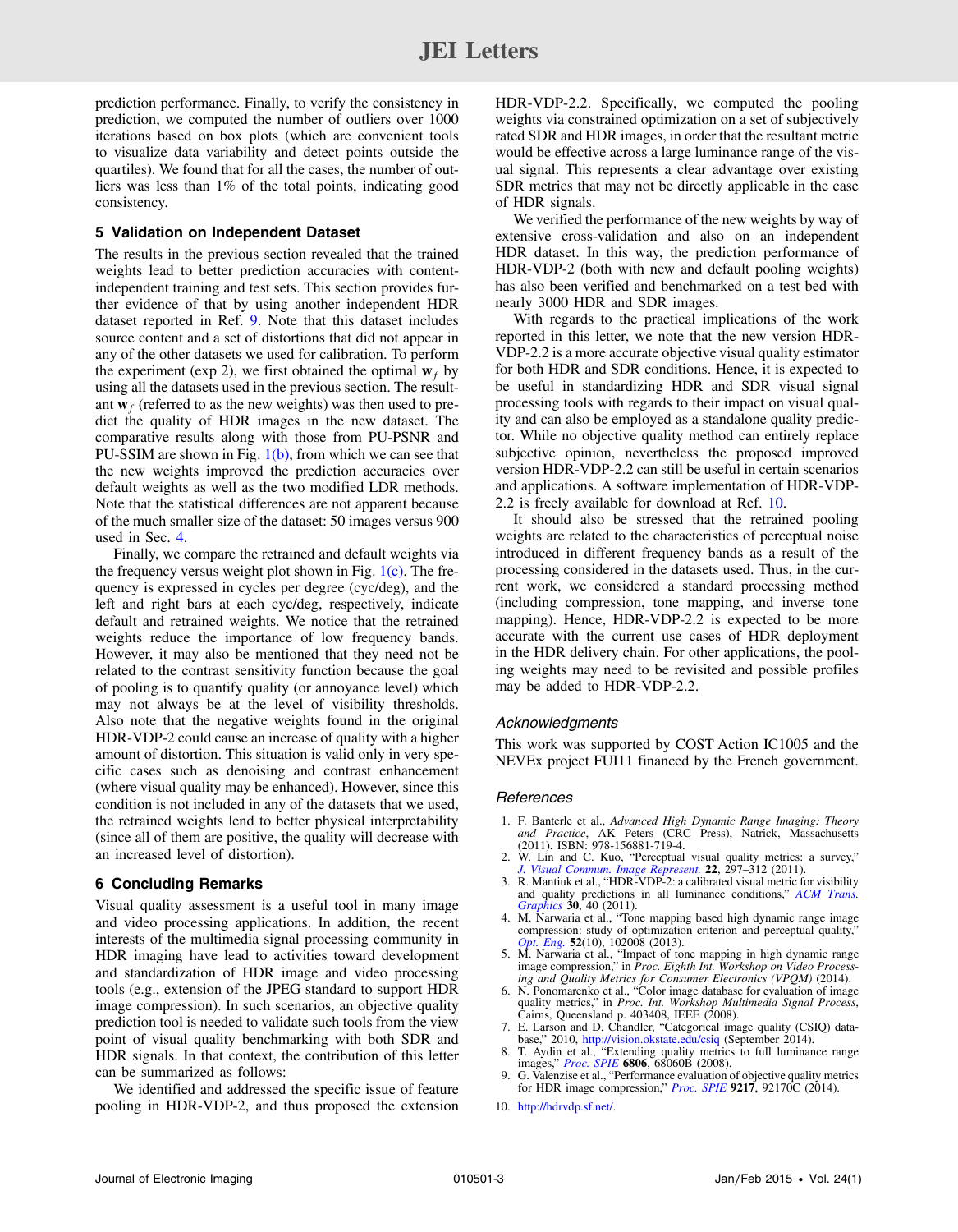prediction performance. Finally, to verify the consistency in prediction, we computed the number of outliers over 1000 iterations based on box plots (which are convenient tools to visualize data variability and detect points outside the quartiles). We found that for all the cases, the number of outliers was less than 1% of the total points, indicating good consistency.

## 5 Validation on Independent Dataset

The results in the previous section revealed that the trained weights lead to better prediction accuracies with content-independent training and test sets. This section provides further evidence of that by using another independent HDR dataset reported in Ref. 9. Note that this dataset includes source content and a set of distortions that did not appear in any of the other datasets we used for calibration. To perform the experiment (exp 2), we first obtained the optimal $\mathbf{w}_f$ by using all the datasets used in the previous section. The resultant $\mathbf{w}_f$ (referred to as the new weights) was then used to predict the quality of HDR images in the new dataset. The comparative results along with those from PU-PSNR and PU-SSIM are shown in Fig. 1(b), from which we can see that the new weights improved the prediction accuracies over default weights as well as the two modified LDR methods. Note that the statistical differences are not apparent because of the much smaller size of the dataset: 50 images versus 900 used in Sec. 4.

Finally, we compare the retrained and default weights via the frequency versus weight plot shown in Fig. 1(c). The frequency is expressed in cycles per degree (cyc/deg), and the left and right bars at each cyc/deg, respectively, indicate default and retrained weights. We notice that the retrained weights reduce the importance of low frequency bands. However, it may also be mentioned that they need not be related to the contrast sensitivity function because the goal of pooling is to quantify quality (or annoyance level) which may not always be at the level of visibility thresholds. Also note that the negative weights found in the original HDR-VDP-2 could cause an increase of quality with a higher amount of distortion. This situation is valid only in very specific cases such as denoising and contrast enhancement (where visual quality may be enhanced). However, since this condition is not included in any of the datasets that we used, the retrained weights lend to better physical interpretability (since all of them are positive, the quality will decrease with an increased level of distortion).

## 6 Concluding Remarks

Visual quality assessment is a useful tool in many image and video processing applications. In addition, the recent interests of the multimedia signal processing community in HDR imaging have lead to activities toward development and standardization of HDR image and video processing tools (e.g., extension of the JPEG standard to support HDR image compression). In such scenarios, an objective quality prediction tool is needed to validate such tools from the view point of visual quality benchmarking with both SDR and HDR signals. In that context, the contribution of this letter can be summarized as follows:

We identified and addressed the specific issue of feature pooling in HDR-VDP-2, and thus proposed the extension HDR-VDP-2.2. Specifically, we computed the pooling weights via constrained optimization on a set of subjectively rated SDR and HDR images, in order that the resultant metric would be effective across a large luminance range of the visual signal. This represents a clear advantage over existing SDR metrics that may not be directly applicable in the case of HDR signals.

We verified the performance of the new weights by way of extensive cross-validation and also on an independent HDR dataset. In this way, the prediction performance of HDR-VDP-2 (both with new and default pooling weights) has also been verified and benchmarked on a test bed with nearly 3000 HDR and SDR images.

With regards to the practical implications of the work reported in this letter, we note that the new version HDR-VDP-2.2 is a more accurate objective visual quality estimator for both HDR and SDR conditions. Hence, it is expected to be useful in standardizing HDR and SDR visual signal processing tools with regards to their impact on visual quality and can also be employed as a standalone quality predictor. While no objective quality method can entirely replace subjective opinion, nevertheless the proposed improved version HDR-VDP-2.2 can still be useful in certain scenarios and applications. A software implementation of HDR-VDP-2.2 is freely available for download at Ref. 10.

It should also be stressed that the retrained pooling weights are related to the characteristics of perceptual noise introduced in different frequency bands as a result of the processing considered in the datasets used. Thus, in the current work, we considered a standard processing method (including compression, tone mapping, and inverse tone mapping). Hence, HDR-VDP-2.2 is expected to be more accurate with the current use cases of HDR deployment in the HDR delivery chain. For other applications, the pooling weights may need to be revisited and possible profiles may be added to HDR-VDP-2.2.

### Acknowledgments

This work was supported by COST Action IC1005 and the NEVEx project FUI11 financed by the French government.

### References

1. F. Banterle et al., *Advanced High Dynamic Range Imaging: Theory and Practice*, AK Peters (CRC Press), Natrick, Massachusetts (2011). ISBN: 978-156881-719-4.
2. W. Lin and C. Kuo, "Perceptual visual quality metrics: a survey," *J. Visual Commun. Image Represent.* **22**, 297–312 (2011).
3. R. Mantiuk et al., "HDR-VDP-2: a calibrated visual metric for visibility and quality predictions in all luminance conditions," *ACM Trans. Graphics* **30**, 40 (2011).
4. M. Narwaria et al., "Tone mapping based high dynamic range image compression: study of optimization criterion and perceptual quality," *Opt. Eng.* **52**(10), 102008 (2013).
5. M. Narwaria et al., "Impact of tone mapping in high dynamic range image compression," in *Proc. Eighth Int. Workshop on Video Processing and Quality Metrics for Consumer Electronics (VPQM)* (2014).
6. N. Ponomarenko et al., "Color image database for evaluation of image quality metrics," in *Proc. Int. Workshop Multimedia Signal Process*, Cairns, Queensland p. 403408, IEEE (2008).
7. E. Larson and D. Chandler, "Categorical image quality (CSIQ) database," 2010, http://vision.okstate.edu/csiq (September 2014).
8. T. Aydin et al., "Extending quality metrics to full luminance range images," *Proc. SPIE* **6806**, 68060B (2008).
9. G. Valenzise et al., "Performance evaluation of objective quality metrics for HDR image compression," *Proc. SPIE* **9217**, 92170C (2014).
10. http://hdrvdp.sf.net/.